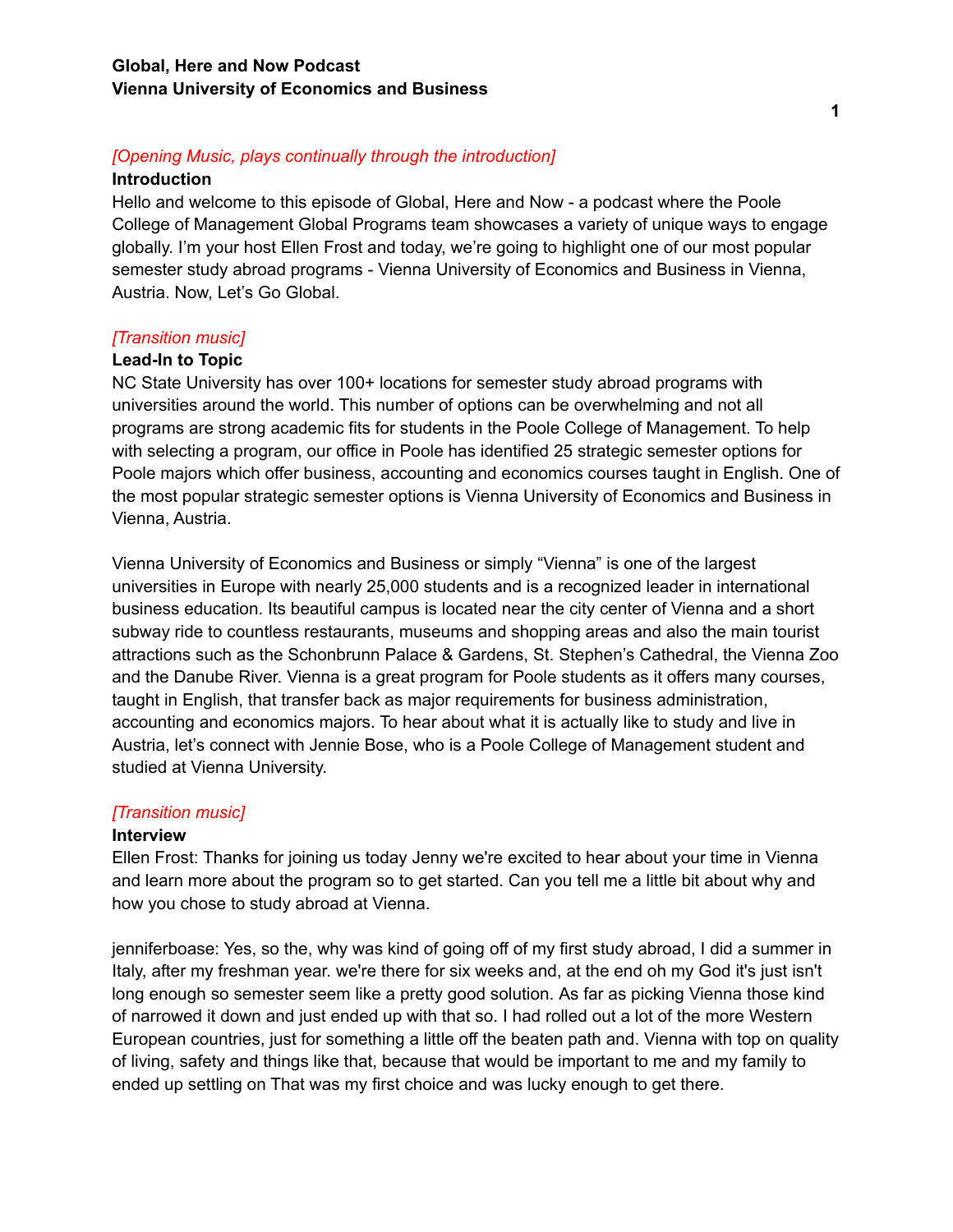**Global, Here and Now Podcast**
**Vienna University of Economics and Business**

*[Opening Music, plays continually through the introduction]*

**Introduction**

Hello and welcome to this episode of Global, Here and Now - a podcast where the Poole College of Management Global Programs team showcases a variety of unique ways to engage globally. I'm your host Ellen Frost and today, we're going to highlight one of our most popular semester study abroad programs - Vienna University of Economics and Business in Vienna, Austria. Now, Let's Go Global.

*[Transition music]*

**Lead-In to Topic**

NC State University has over 100+ locations for semester study abroad programs with universities around the world. This number of options can be overwhelming and not all programs are strong academic fits for students in the Poole College of Management. To help with selecting a program, our office in Poole has identified 25 strategic semester options for Poole majors which offer business, accounting and economics courses taught in English. One of the most popular strategic semester options is Vienna University of Economics and Business in Vienna, Austria.

Vienna University of Economics and Business or simply "Vienna" is one of the largest universities in Europe with nearly 25,000 students and is a recognized leader in international business education. Its beautiful campus is located near the city center of Vienna and a short subway ride to countless restaurants, museums and shopping areas and also the main tourist attractions such as the Schonbrunn Palace & Gardens, St. Stephen's Cathedral, the Vienna Zoo and the Danube River. Vienna is a great program for Poole students as it offers many courses, taught in English, that transfer back as major requirements for business administration, accounting and economics majors. To hear about what it is actually like to study and live in Austria, let's connect with Jennie Bose, who is a Poole College of Management student and studied at Vienna University.

*[Transition music]*

**Interview**

Ellen Frost: Thanks for joining us today Jenny we're excited to hear about your time in Vienna and learn more about the program so to get started. Can you tell me a little bit about why and how you chose to study abroad at Vienna.

jenniferboase: Yes, so the, why was kind of going off of my first study abroad, I did a summer in Italy, after my freshman year. we're there for six weeks and, at the end oh my God it's just isn't long enough so semester seem like a pretty good solution. As far as picking Vienna those kind of narrowed it down and just ended up with that so. I had rolled out a lot of the more Western European countries, just for something a little off the beaten path and. Vienna with top on quality of living, safety and things like that, because that would be important to me and my family to ended up settling on That was my first choice and was lucky enough to get there.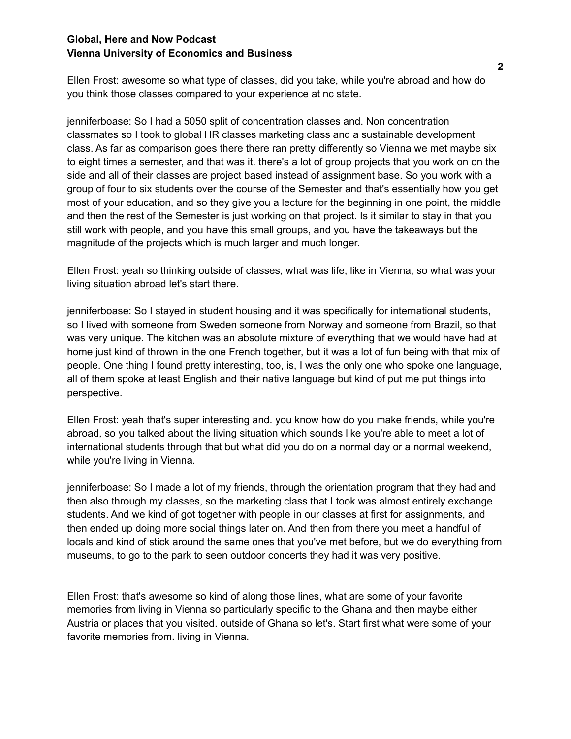Ellen Frost: awesome so what type of classes, did you take, while you're abroad and how do you think those classes compared to your experience at nc state.

jenniferboase: So I had a 5050 split of concentration classes and. Non concentration classmates so I took to global HR classes marketing class and a sustainable development class. As far as comparison goes there there ran pretty differently so Vienna we met maybe six to eight times a semester, and that was it. there's a lot of group projects that you work on on the side and all of their classes are project based instead of assignment base. So you work with a group of four to six students over the course of the Semester and that's essentially how you get most of your education, and so they give you a lecture for the beginning in one point, the middle and then the rest of the Semester is just working on that project. Is it similar to stay in that you still work with people, and you have this small groups, and you have the takeaways but the magnitude of the projects which is much larger and much longer.

Ellen Frost: yeah so thinking outside of classes, what was life, like in Vienna, so what was your living situation abroad let's start there.

jenniferboase: So I stayed in student housing and it was specifically for international students, so I lived with someone from Sweden someone from Norway and someone from Brazil, so that was very unique. The kitchen was an absolute mixture of everything that we would have had at home just kind of thrown in the one French together, but it was a lot of fun being with that mix of people. One thing I found pretty interesting, too, is, I was the only one who spoke one language, all of them spoke at least English and their native language but kind of put me put things into perspective.

Ellen Frost: yeah that's super interesting and. you know how do you make friends, while you're abroad, so you talked about the living situation which sounds like you're able to meet a lot of international students through that but what did you do on a normal day or a normal weekend, while you're living in Vienna.

jenniferboase: So I made a lot of my friends, through the orientation program that they had and then also through my classes, so the marketing class that I took was almost entirely exchange students. And we kind of got together with people in our classes at first for assignments, and then ended up doing more social things later on. And then from there you meet a handful of locals and kind of stick around the same ones that you've met before, but we do everything from museums, to go to the park to seen outdoor concerts they had it was very positive.

Ellen Frost: that's awesome so kind of along those lines, what are some of your favorite memories from living in Vienna so particularly specific to the Ghana and then maybe either Austria or places that you visited. outside of Ghana so let's. Start first what were some of your favorite memories from. living in Vienna.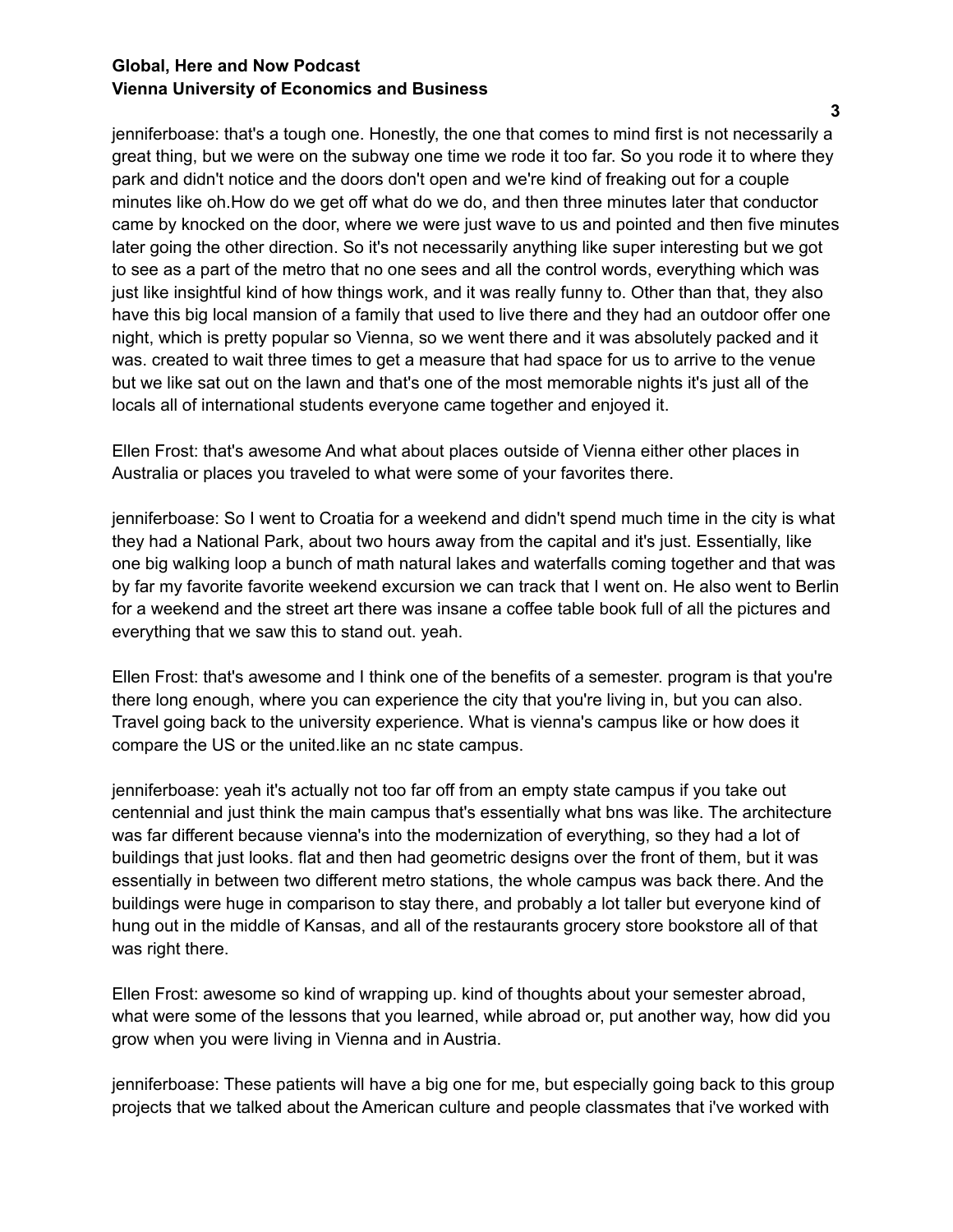jenniferboase: that's a tough one. Honestly, the one that comes to mind first is not necessarily a great thing, but we were on the subway one time we rode it too far. So you rode it to where they park and didn't notice and the doors don't open and we're kind of freaking out for a couple minutes like oh.How do we get off what do we do, and then three minutes later that conductor came by knocked on the door, where we were just wave to us and pointed and then five minutes later going the other direction. So it's not necessarily anything like super interesting but we got to see as a part of the metro that no one sees and all the control words, everything which was just like insightful kind of how things work, and it was really funny to. Other than that, they also have this big local mansion of a family that used to live there and they had an outdoor offer one night, which is pretty popular so Vienna, so we went there and it was absolutely packed and it was. created to wait three times to get a measure that had space for us to arrive to the venue but we like sat out on the lawn and that's one of the most memorable nights it's just all of the locals all of international students everyone came together and enjoyed it.

Ellen Frost: that's awesome And what about places outside of Vienna either other places in Australia or places you traveled to what were some of your favorites there.

jenniferboase: So I went to Croatia for a weekend and didn't spend much time in the city is what they had a National Park, about two hours away from the capital and it's just. Essentially, like one big walking loop a bunch of math natural lakes and waterfalls coming together and that was by far my favorite favorite weekend excursion we can track that I went on. He also went to Berlin for a weekend and the street art there was insane a coffee table book full of all the pictures and everything that we saw this to stand out. yeah.

Ellen Frost: that's awesome and I think one of the benefits of a semester. program is that you're there long enough, where you can experience the city that you're living in, but you can also. Travel going back to the university experience. What is vienna's campus like or how does it compare the US or the united.like an nc state campus.

jenniferboase: yeah it's actually not too far off from an empty state campus if you take out centennial and just think the main campus that's essentially what bns was like. The architecture was far different because vienna's into the modernization of everything, so they had a lot of buildings that just looks. flat and then had geometric designs over the front of them, but it was essentially in between two different metro stations, the whole campus was back there. And the buildings were huge in comparison to stay there, and probably a lot taller but everyone kind of hung out in the middle of Kansas, and all of the restaurants grocery store bookstore all of that was right there.

Ellen Frost: awesome so kind of wrapping up. kind of thoughts about your semester abroad, what were some of the lessons that you learned, while abroad or, put another way, how did you grow when you were living in Vienna and in Austria.

jenniferboase: These patients will have a big one for me, but especially going back to this group projects that we talked about the American culture and people classmates that i've worked with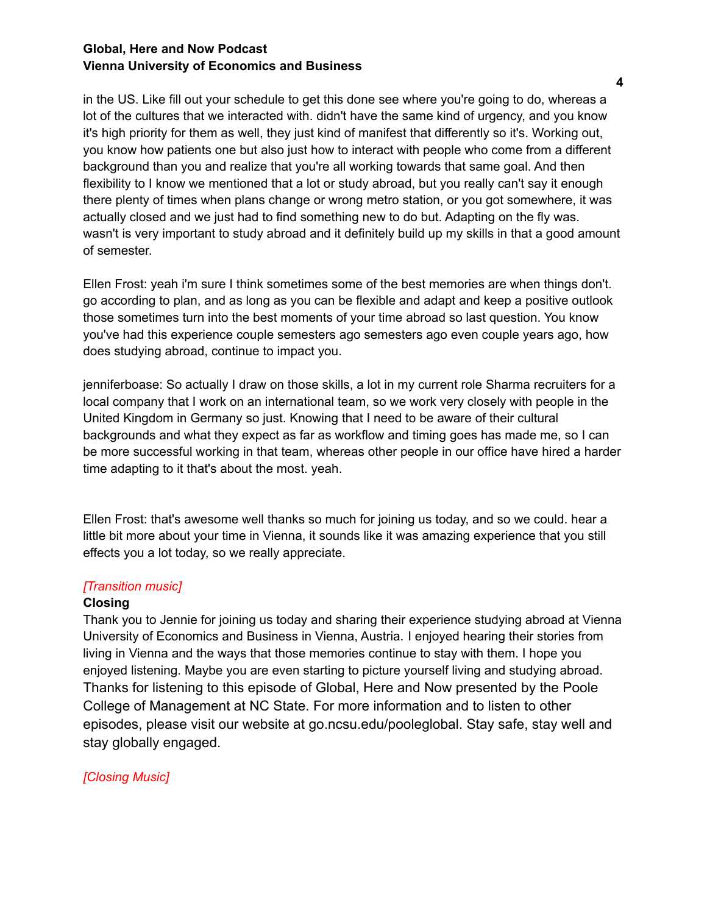in the US. Like fill out your schedule to get this done see where you're going to do, whereas a lot of the cultures that we interacted with. didn't have the same kind of urgency, and you know it's high priority for them as well, they just kind of manifest that differently so it's. Working out, you know how patients one but also just how to interact with people who come from a different background than you and realize that you're all working towards that same goal. And then flexibility to I know we mentioned that a lot or study abroad, but you really can't say it enough there plenty of times when plans change or wrong metro station, or you got somewhere, it was actually closed and we just had to find something new to do but. Adapting on the fly was. wasn't is very important to study abroad and it definitely build up my skills in that a good amount of semester.

Ellen Frost: yeah i'm sure I think sometimes some of the best memories are when things don't. go according to plan, and as long as you can be flexible and adapt and keep a positive outlook those sometimes turn into the best moments of your time abroad so last question. You know you've had this experience couple semesters ago semesters ago even couple years ago, how does studying abroad, continue to impact you.

jenniferboase: So actually I draw on those skills, a lot in my current role Sharma recruiters for a local company that I work on an international team, so we work very closely with people in the United Kingdom in Germany so just. Knowing that I need to be aware of their cultural backgrounds and what they expect as far as workflow and timing goes has made me, so I can be more successful working in that team, whereas other people in our office have hired a harder time adapting to it that's about the most. yeah.

Ellen Frost: that's awesome well thanks so much for joining us today, and so we could. hear a little bit more about your time in Vienna, it sounds like it was amazing experience that you still effects you a lot today, so we really appreciate.

*[Transition music]*

**Closing**

Thank you to Jennie for joining us today and sharing their experience studying abroad at Vienna University of Economics and Business in Vienna, Austria. I enjoyed hearing their stories from living in Vienna and the ways that those memories continue to stay with them. I hope you enjoyed listening. Maybe you are even starting to picture yourself living and studying abroad. Thanks for listening to this episode of Global, Here and Now presented by the Poole College of Management at NC State. For more information and to listen to other episodes, please visit our website at go.ncsu.edu/pooleglobal. Stay safe, stay well and stay globally engaged.

*[Closing Music]*